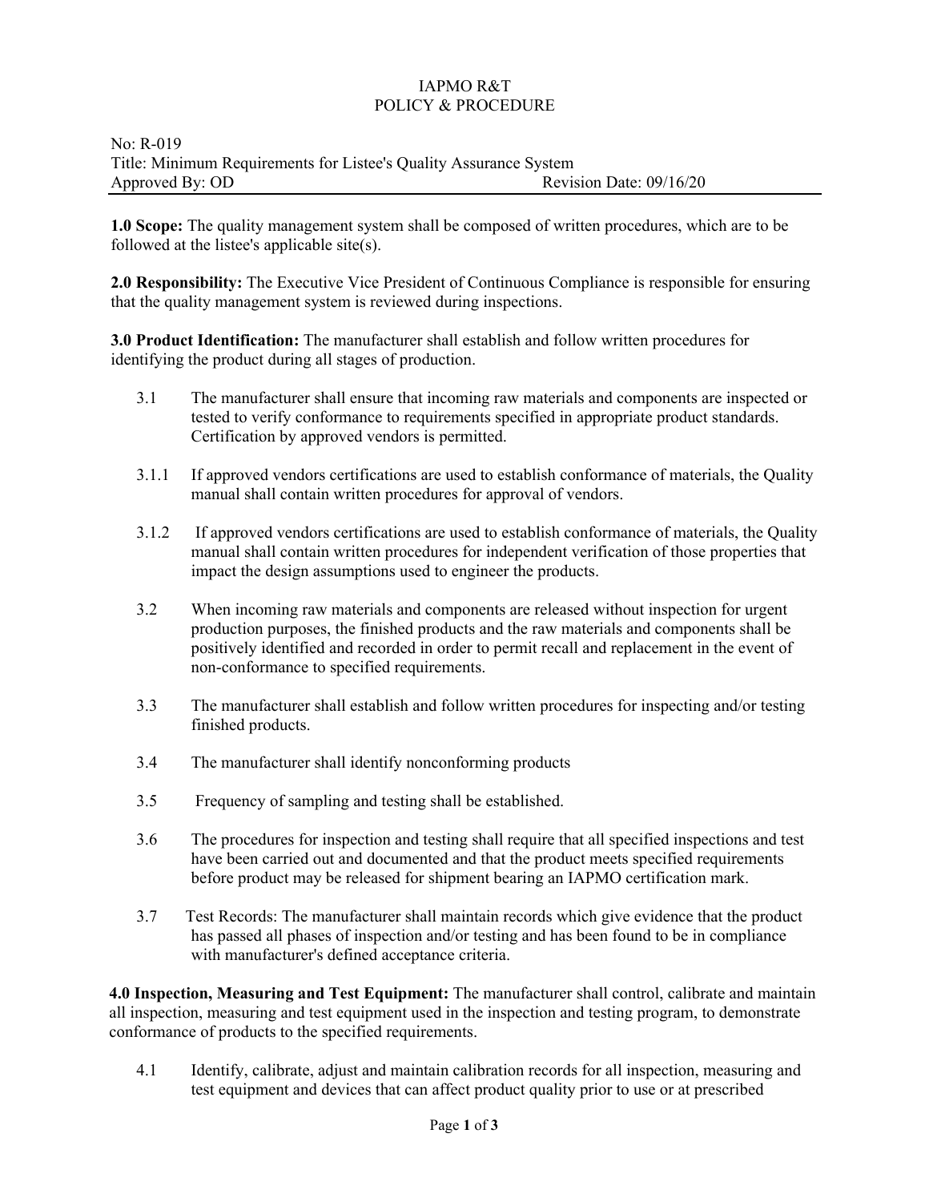IAPMO R&T
POLICY & PROCEDURE

No: R-019
Title: Minimum Requirements for Listee's Quality Assurance System
Approved By: OD Revision Date: 09/16/20

**1.0 Scope:** The quality management system shall be composed of written procedures, which are to be followed at the listee's applicable site(s).

**2.0 Responsibility:** The Executive Vice President of Continuous Compliance is responsible for ensuring that the quality management system is reviewed during inspections.

**3.0 Product Identification:** The manufacturer shall establish and follow written procedures for identifying the product during all stages of production.

3.1 The manufacturer shall ensure that incoming raw materials and components are inspected or tested to verify conformance to requirements specified in appropriate product standards. Certification by approved vendors is permitted.

3.1.1 If approved vendors certifications are used to establish conformance of materials, the Quality manual shall contain written procedures for approval of vendors.

3.1.2 If approved vendors certifications are used to establish conformance of materials, the Quality manual shall contain written procedures for independent verification of those properties that impact the design assumptions used to engineer the products.

3.2 When incoming raw materials and components are released without inspection for urgent production purposes, the finished products and the raw materials and components shall be positively identified and recorded in order to permit recall and replacement in the event of non-conformance to specified requirements.

3.3 The manufacturer shall establish and follow written procedures for inspecting and/or testing finished products.

3.4 The manufacturer shall identify nonconforming products

3.5 Frequency of sampling and testing shall be established.

3.6 The procedures for inspection and testing shall require that all specified inspections and test have been carried out and documented and that the product meets specified requirements before product may be released for shipment bearing an IAPMO certification mark.

3.7 Test Records: The manufacturer shall maintain records which give evidence that the product has passed all phases of inspection and/or testing and has been found to be in compliance with manufacturer's defined acceptance criteria.

**4.0 Inspection, Measuring and Test Equipment:** The manufacturer shall control, calibrate and maintain all inspection, measuring and test equipment used in the inspection and testing program, to demonstrate conformance of products to the specified requirements.

4.1 Identify, calibrate, adjust and maintain calibration records for all inspection, measuring and test equipment and devices that can affect product quality prior to use or at prescribed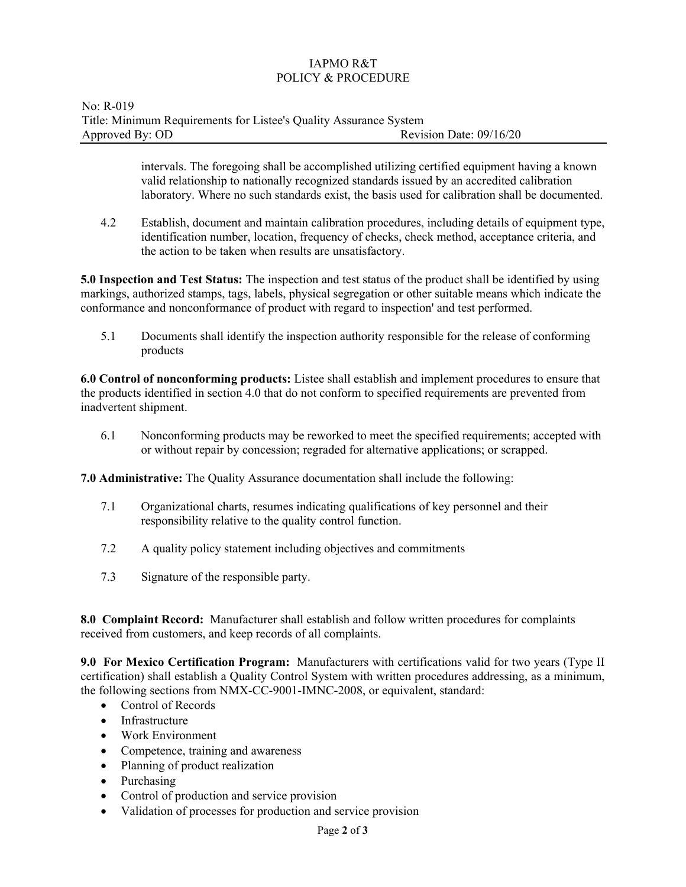intervals. The foregoing shall be accomplished utilizing certified equipment having a known valid relationship to nationally recognized standards issued by an accredited calibration laboratory. Where no such standards exist, the basis used for calibration shall be documented.

4.2 Establish, document and maintain calibration procedures, including details of equipment type, identification number, location, frequency of checks, check method, acceptance criteria, and the action to be taken when results are unsatisfactory.

**5.0 Inspection and Test Status:** The inspection and test status of the product shall be identified by using markings, authorized stamps, tags, labels, physical segregation or other suitable means which indicate the conformance and nonconformance of product with regard to inspection' and test performed.

5.1 Documents shall identify the inspection authority responsible for the release of conforming products

**6.0 Control of nonconforming products:** Listee shall establish and implement procedures to ensure that the products identified in section 4.0 that do not conform to specified requirements are prevented from inadvertent shipment.

6.1 Nonconforming products may be reworked to meet the specified requirements; accepted with or without repair by concession; regraded for alternative applications; or scrapped.

**7.0 Administrative:** The Quality Assurance documentation shall include the following:

7.1 Organizational charts, resumes indicating qualifications of key personnel and their responsibility relative to the quality control function.

7.2 A quality policy statement including objectives and commitments

7.3 Signature of the responsible party.

**8.0 Complaint Record:** Manufacturer shall establish and follow written procedures for complaints received from customers, and keep records of all complaints.

**9.0 For Mexico Certification Program:** Manufacturers with certifications valid for two years (Type II certification) shall establish a Quality Control System with written procedures addressing, as a minimum, the following sections from NMX-CC-9001-IMNC-2008, or equivalent, standard:

- Control of Records
- Infrastructure
- Work Environment
- Competence, training and awareness
- Planning of product realization
- Purchasing
- Control of production and service provision
- Validation of processes for production and service provision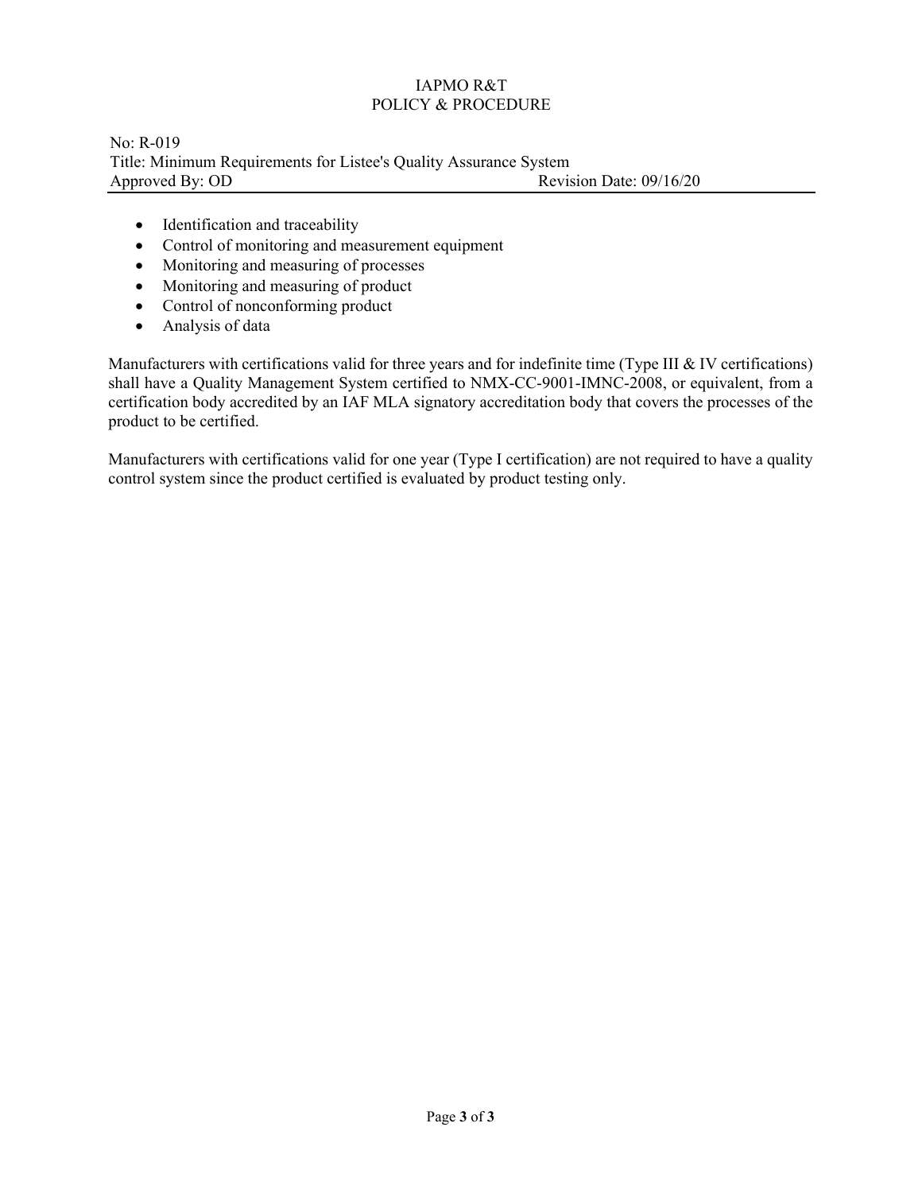- Identification and traceability
- Control of monitoring and measurement equipment
- Monitoring and measuring of processes
- Monitoring and measuring of product
- Control of nonconforming product
- Analysis of data

Manufacturers with certifications valid for three years and for indefinite time (Type III & IV certifications) shall have a Quality Management System certified to NMX-CC-9001-IMNC-2008, or equivalent, from a certification body accredited by an IAF MLA signatory accreditation body that covers the processes of the product to be certified.

Manufacturers with certifications valid for one year (Type I certification) are not required to have a quality control system since the product certified is evaluated by product testing only.